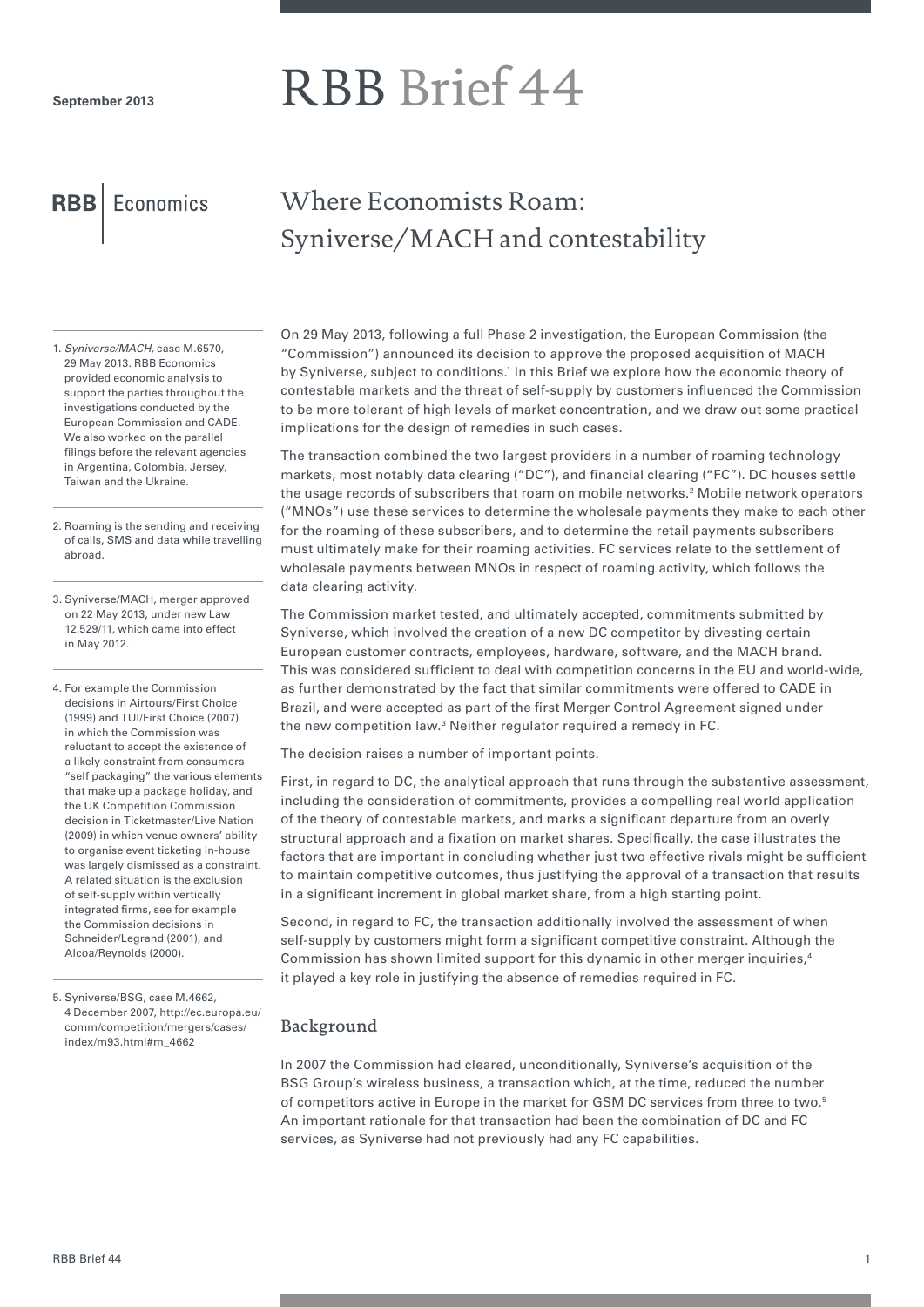September 2013

# RBB Brief 44

RBB Economics

## Where Economists Roam: Syniverse/MACH and contestability

On 29 May 2013, following a full Phase 2 investigation, the European Commission (the "Commission") announced its decision to approve the proposed acquisition of MACH by Syniverse, subject to conditions.[1] In this Brief we explore how the economic theory of contestable markets and the threat of self-supply by customers influenced the Commission to be more tolerant of high levels of market concentration, and we draw out some practical implications for the design of remedies in such cases.

The transaction combined the two largest providers in a number of roaming technology markets, most notably data clearing ("DC"), and financial clearing ("FC"). DC houses settle the usage records of subscribers that roam on mobile networks.[2] Mobile network operators ("MNOs") use these services to determine the wholesale payments they make to each other for the roaming of these subscribers, and to determine the retail payments subscribers must ultimately make for their roaming activities. FC services relate to the settlement of wholesale payments between MNOs in respect of roaming activity, which follows the data clearing activity.

The Commission market tested, and ultimately accepted, commitments submitted by Syniverse, which involved the creation of a new DC competitor by divesting certain European customer contracts, employees, hardware, software, and the MACH brand. This was considered sufficient to deal with competition concerns in the EU and world-wide, as further demonstrated by the fact that similar commitments were offered to CADE in Brazil, and were accepted as part of the first Merger Control Agreement signed under the new competition law.[3] Neither regulator required a remedy in FC.

The decision raises a number of important points.

First, in regard to DC, the analytical approach that runs through the substantive assessment, including the consideration of commitments, provides a compelling real world application of the theory of contestable markets, and marks a significant departure from an overly structural approach and a fixation on market shares. Specifically, the case illustrates the factors that are important in concluding whether just two effective rivals might be sufficient to maintain competitive outcomes, thus justifying the approval of a transaction that results in a significant increment in global market share, from a high starting point.

Second, in regard to FC, the transaction additionally involved the assessment of when self-supply by customers might form a significant competitive constraint. Although the Commission has shown limited support for this dynamic in other merger inquiries,[4] it played a key role in justifying the absence of remedies required in FC.

### Background

In 2007 the Commission had cleared, unconditionally, Syniverse's acquisition of the BSG Group's wireless business, a transaction which, at the time, reduced the number of competitors active in Europe in the market for GSM DC services from three to two.[5] An important rationale for that transaction had been the combination of DC and FC services, as Syniverse had not previously had any FC capabilities.

---

1. *Syniverse/MACH,* case M.6570, 29 May 2013. RBB Economics provided economic analysis to support the parties throughout the investigations conducted by the European Commission and CADE. We also worked on the parallel filings before the relevant agencies in Argentina, Colombia, Jersey, Taiwan and the Ukraine.

2. Roaming is the sending and receiving of calls, SMS and data while travelling abroad.

3. Syniverse/MACH, merger approved on 22 May 2013, under new Law 12.529/11, which came into effect in May 2012.

4. For example the Commission decisions in Airtours/First Choice (1999) and TUI/First Choice (2007) in which the Commission was reluctant to accept the existence of a likely constraint from consumers "self packaging" the various elements that make up a package holiday, and the UK Competition Commission decision in Ticketmaster/Live Nation (2009) in which venue owners' ability to organise event ticketing in-house was largely dismissed as a constraint. A related situation is the exclusion of self-supply within vertically integrated firms, see for example the Commission decisions in Schneider/Legrand (2001), and Alcoa/Reynolds (2000).

5. Syniverse/BSG, case M.4662, 4 December 2007, http://ec.europa.eu/comm/competition/mergers/cases/index/m93.html#m_4662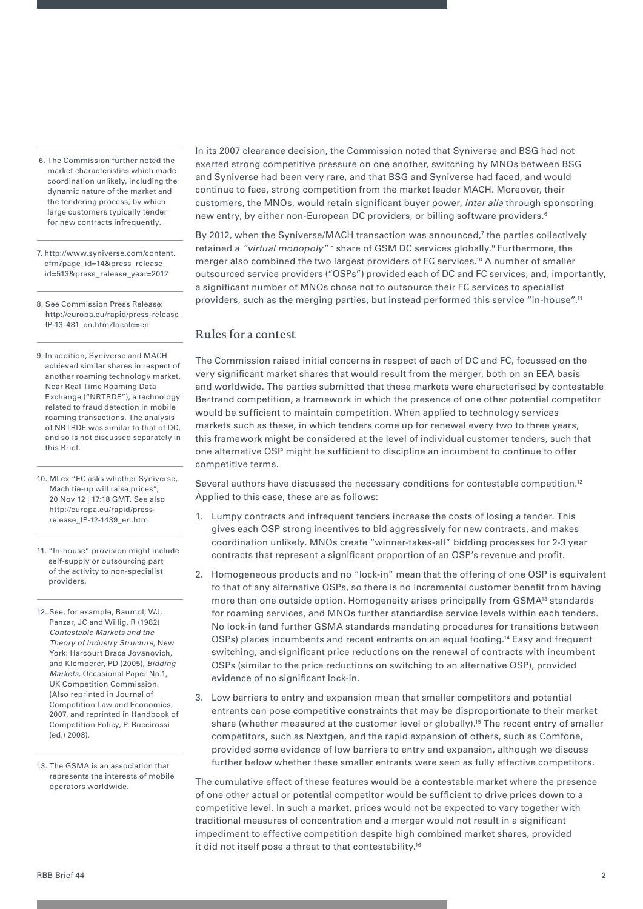In its 2007 clearance decision, the Commission noted that Syniverse and BSG had not exerted strong competitive pressure on one another, switching by MNOs between BSG and Syniverse had been very rare, and that BSG and Syniverse had faced, and would continue to face, strong competition from the market leader MACH. Moreover, their customers, the MNOs, would retain significant buyer power, *inter alia* through sponsoring new entry, by either non-European DC providers, or billing software providers.[6]

By 2012, when the Syniverse/MACH transaction was announced,[7] the parties collectively retained a *"virtual monopoly"* [8] share of GSM DC services globally.[9] Furthermore, the merger also combined the two largest providers of FC services.[10] A number of smaller outsourced service providers ("OSPs") provided each of DC and FC services, and, importantly, a significant number of MNOs chose not to outsource their FC services to specialist providers, such as the merging parties, but instead performed this service "in-house".[11]

## Rules for a contest

The Commission raised initial concerns in respect of each of DC and FC, focussed on the very significant market shares that would result from the merger, both on an EEA basis and worldwide. The parties submitted that these markets were characterised by contestable Bertrand competition, a framework in which the presence of one other potential competitor would be sufficient to maintain competition. When applied to technology services markets such as these, in which tenders come up for renewal every two to three years, this framework might be considered at the level of individual customer tenders, such that one alternative OSP might be sufficient to discipline an incumbent to continue to offer competitive terms.

Several authors have discussed the necessary conditions for contestable competition.[12] Applied to this case, these are as follows:

1. Lumpy contracts and infrequent tenders increase the costs of losing a tender. This gives each OSP strong incentives to bid aggressively for new contracts, and makes coordination unlikely. MNOs create "winner-takes-all" bidding processes for 2-3 year contracts that represent a significant proportion of an OSP's revenue and profit.
2. Homogeneous products and no "lock-in" mean that the offering of one OSP is equivalent to that of any alternative OSPs, so there is no incremental customer benefit from having more than one outside option. Homogeneity arises principally from GSMA[13] standards for roaming services, and MNOs further standardise service levels within each tenders. No lock-in (and further GSMA standards mandating procedures for transitions between OSPs) places incumbents and recent entrants on an equal footing.[14] Easy and frequent switching, and significant price reductions on the renewal of contracts with incumbent OSPs (similar to the price reductions on switching to an alternative OSP), provided evidence of no significant lock-in.
3. Low barriers to entry and expansion mean that smaller competitors and potential entrants can pose competitive constraints that may be disproportionate to their market share (whether measured at the customer level or globally).[15] The recent entry of smaller competitors, such as Nextgen, and the rapid expansion of others, such as Comfone, provided some evidence of low barriers to entry and expansion, although we discuss further below whether these smaller entrants were seen as fully effective competitors.

The cumulative effect of these features would be a contestable market where the presence of one other actual or potential competitor would be sufficient to drive prices down to a competitive level. In such a market, prices would not be expected to vary together with traditional measures of concentration and a merger would not result in a significant impediment to effective competition despite high combined market shares, provided it did not itself pose a threat to that contestability.[16]

---

6. The Commission further noted the market characteristics which made coordination unlikely, including the dynamic nature of the market and the tendering process, by which large customers typically tender for new contracts infrequently.

7. http://www.syniverse.com/content.cfm?page_id=14&press_release_id=513&press_release_year=2012

8. See Commission Press Release: http://europa.eu/rapid/press-release_IP-13-481_en.htm?locale=en

9. In addition, Syniverse and MACH achieved similar shares in respect of another roaming technology market, Near Real Time Roaming Data Exchange ("NRTRDE"), a technology related to fraud detection in mobile roaming transactions. The analysis of NRTRDE was similar to that of DC, and so is not discussed separately in this Brief.

10. MLex "EC asks whether Syniverse, Mach tie-up will raise prices", 20 Nov 12 | 17:18 GMT. See also http://europa.eu/rapid/press-release_IP-12-1439_en.htm

11. "In-house" provision might include self-supply or outsourcing part of the activity to non-specialist providers.

12. See, for example, Baumol, WJ, Panzar, JC and Willig, R (1982) *Contestable Markets and the Theory of Industry Structure,* New York: Harcourt Brace Jovanovich, and Klemperer, PD (2005), *Bidding Markets,* Occasional Paper No.1, UK Competition Commission. (Also reprinted in Journal of Competition Law and Economics, 2007, and reprinted in Handbook of Competition Policy, P. Buccirossi (ed.) 2008).

13. The GSMA is an association that represents the interests of mobile operators worldwide.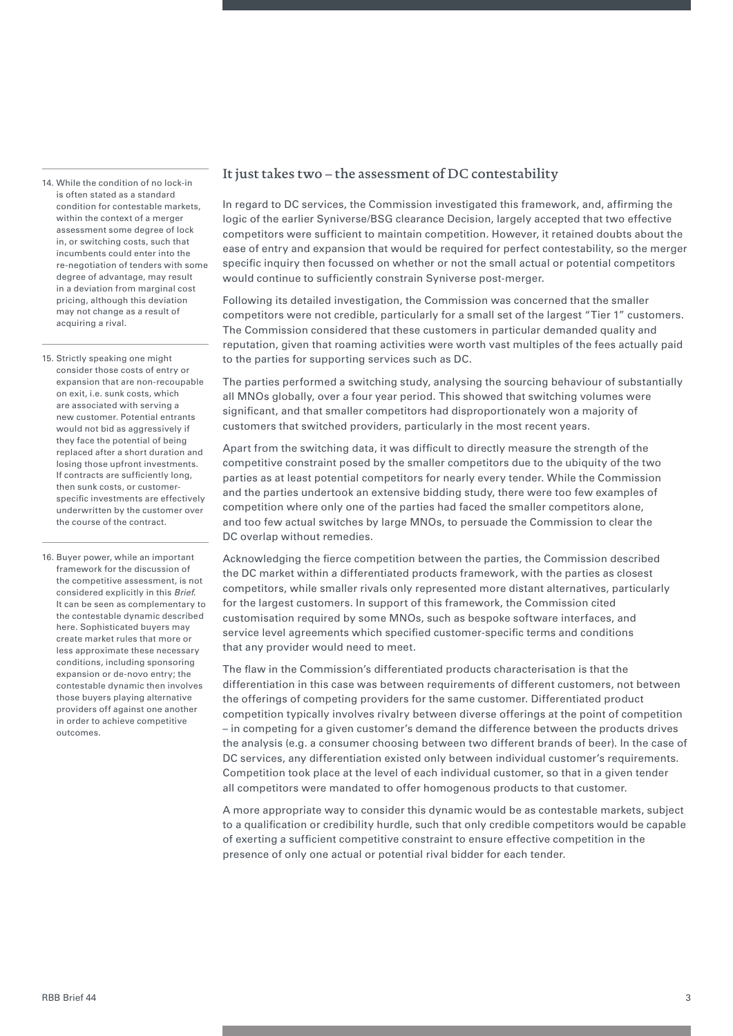## It just takes two – the assessment of DC contestability

In regard to DC services, the Commission investigated this framework, and, affirming the logic of the earlier Syniverse/BSG clearance Decision, largely accepted that two effective competitors were sufficient to maintain competition. However, it retained doubts about the ease of entry and expansion that would be required for perfect contestability, so the merger specific inquiry then focussed on whether or not the small actual or potential competitors would continue to sufficiently constrain Syniverse post-merger.

Following its detailed investigation, the Commission was concerned that the smaller competitors were not credible, particularly for a small set of the largest "Tier 1" customers. The Commission considered that these customers in particular demanded quality and reputation, given that roaming activities were worth vast multiples of the fees actually paid to the parties for supporting services such as DC.

The parties performed a switching study, analysing the sourcing behaviour of substantially all MNOs globally, over a four year period. This showed that switching volumes were significant, and that smaller competitors had disproportionately won a majority of customers that switched providers, particularly in the most recent years.

Apart from the switching data, it was difficult to directly measure the strength of the competitive constraint posed by the smaller competitors due to the ubiquity of the two parties as at least potential competitors for nearly every tender. While the Commission and the parties undertook an extensive bidding study, there were too few examples of competition where only one of the parties had faced the smaller competitors alone, and too few actual switches by large MNOs, to persuade the Commission to clear the DC overlap without remedies.

Acknowledging the fierce competition between the parties, the Commission described the DC market within a differentiated products framework, with the parties as closest competitors, while smaller rivals only represented more distant alternatives, particularly for the largest customers. In support of this framework, the Commission cited customisation required by some MNOs, such as bespoke software interfaces, and service level agreements which specified customer-specific terms and conditions that any provider would need to meet.

The flaw in the Commission's differentiated products characterisation is that the differentiation in this case was between requirements of different customers, not between the offerings of competing providers for the same customer. Differentiated product competition typically involves rivalry between diverse offerings at the point of competition – in competing for a given customer's demand the difference between the products drives the analysis (e.g. a consumer choosing between two different brands of beer). In the case of DC services, any differentiation existed only between individual customer's requirements. Competition took place at the level of each individual customer, so that in a given tender all competitors were mandated to offer homogenous products to that customer.

A more appropriate way to consider this dynamic would be as contestable markets, subject to a qualification or credibility hurdle, such that only credible competitors would be capable of exerting a sufficient competitive constraint to ensure effective competition in the presence of only one actual or potential rival bidder for each tender.

---

14. While the condition of no lock-in is often stated as a standard condition for contestable markets, within the context of a merger assessment some degree of lock in, or switching costs, such that incumbents could enter into the re-negotiation of tenders with some degree of advantage, may result in a deviation from marginal cost pricing, although this deviation may not change as a result of acquiring a rival.

15. Strictly speaking one might consider those costs of entry or expansion that are non-recoupable on exit, i.e. sunk costs, which are associated with serving a new customer. Potential entrants would not bid as aggressively if they face the potential of being replaced after a short duration and losing those upfront investments. If contracts are sufficiently long, then sunk costs, or customer-specific investments are effectively underwritten by the customer over the course of the contract.

16. Buyer power, while an important framework for the discussion of the competitive assessment, is not considered explicitly in this *Brief*. It can be seen as complementary to the contestable dynamic described here. Sophisticated buyers may create market rules that more or less approximate these necessary conditions, including sponsoring expansion or de-novo entry; the contestable dynamic then involves those buyers playing alternative providers off against one another in order to achieve competitive outcomes.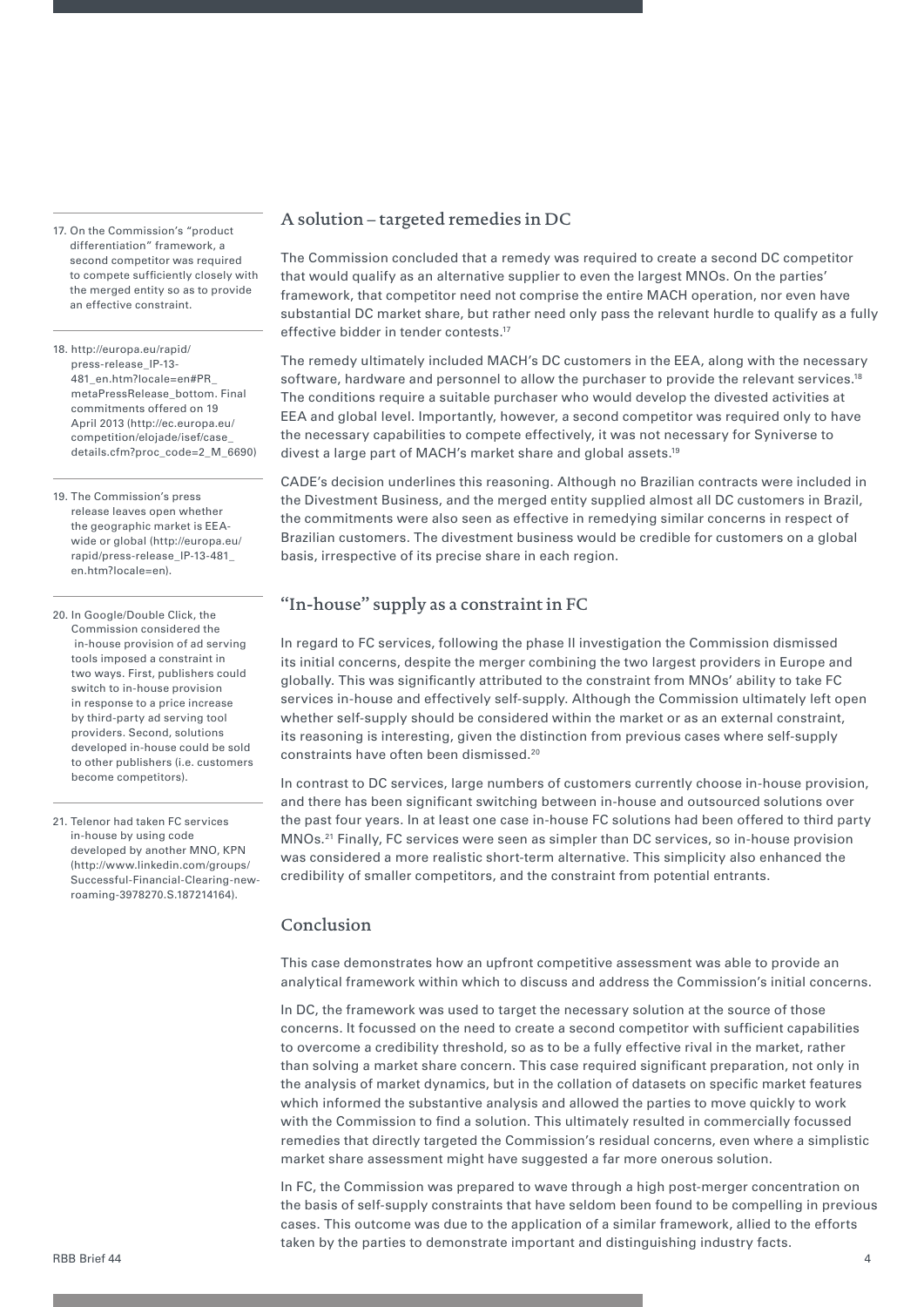## A solution – targeted remedies in DC

The Commission concluded that a remedy was required to create a second DC competitor that would qualify as an alternative supplier to even the largest MNOs. On the parties' framework, that competitor need not comprise the entire MACH operation, nor even have substantial DC market share, but rather need only pass the relevant hurdle to qualify as a fully effective bidder in tender contests.[17]

The remedy ultimately included MACH's DC customers in the EEA, along with the necessary software, hardware and personnel to allow the purchaser to provide the relevant services.[18] The conditions require a suitable purchaser who would develop the divested activities at EEA and global level. Importantly, however, a second competitor was required only to have the necessary capabilities to compete effectively, it was not necessary for Syniverse to divest a large part of MACH's market share and global assets.[19]

CADE's decision underlines this reasoning. Although no Brazilian contracts were included in the Divestment Business, and the merged entity supplied almost all DC customers in Brazil, the commitments were also seen as effective in remedying similar concerns in respect of Brazilian customers. The divestment business would be credible for customers on a global basis, irrespective of its precise share in each region.

## "In-house" supply as a constraint in FC

In regard to FC services, following the phase II investigation the Commission dismissed its initial concerns, despite the merger combining the two largest providers in Europe and globally. This was significantly attributed to the constraint from MNOs' ability to take FC services in-house and effectively self-supply. Although the Commission ultimately left open whether self-supply should be considered within the market or as an external constraint, its reasoning is interesting, given the distinction from previous cases where self-supply constraints have often been dismissed.[20]

In contrast to DC services, large numbers of customers currently choose in-house provision, and there has been significant switching between in-house and outsourced solutions over the past four years. In at least one case in-house FC solutions had been offered to third party MNOs.[21] Finally, FC services were seen as simpler than DC services, so in-house provision was considered a more realistic short-term alternative. This simplicity also enhanced the credibility of smaller competitors, and the constraint from potential entrants.

## Conclusion

This case demonstrates how an upfront competitive assessment was able to provide an analytical framework within which to discuss and address the Commission's initial concerns.

In DC, the framework was used to target the necessary solution at the source of those concerns. It focussed on the need to create a second competitor with sufficient capabilities to overcome a credibility threshold, so as to be a fully effective rival in the market, rather than solving a market share concern. This case required significant preparation, not only in the analysis of market dynamics, but in the collation of datasets on specific market features which informed the substantive analysis and allowed the parties to move quickly to work with the Commission to find a solution. This ultimately resulted in commercially focussed remedies that directly targeted the Commission's residual concerns, even where a simplistic market share assessment might have suggested a far more onerous solution.

In FC, the Commission was prepared to wave through a high post-merger concentration on the basis of self-supply constraints that have seldom been found to be compelling in previous cases. This outcome was due to the application of a similar framework, allied to the efforts taken by the parties to demonstrate important and distinguishing industry facts.

---

17. On the Commission's "product differentiation" framework, a second competitor was required to compete sufficiently closely with the merged entity so as to provide an effective constraint.

18. http://europa.eu/rapid/press-release_IP-13-481_en.htm?locale=en#PR_metaPressRelease_bottom. Final commitments offered on 19 April 2013 (http://ec.europa.eu/competition/elojade/isef/case_details.cfm?proc_code=2_M_6690)

19. The Commission's press release leaves open whether the geographic market is EEA-wide or global (http://europa.eu/rapid/press-release_IP-13-481_en.htm?locale=en).

20. In Google/Double Click, the Commission considered the in-house provision of ad serving tools imposed a constraint in two ways. First, publishers could switch to in-house provision in response to a price increase by third-party ad serving tool providers. Second, solutions developed in-house could be sold to other publishers (i.e. customers become competitors).

21. Telenor had taken FC services in-house by using code developed by another MNO, KPN (http://www.linkedin.com/groups/Successful-Financial-Clearing-new-roaming-3978270.S.187214164).